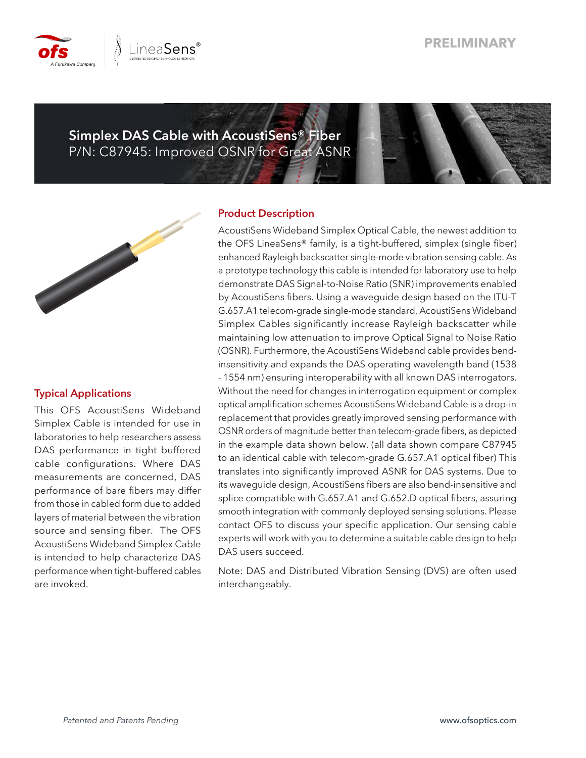PRELIMINARY

# Simplex DAS Cable with AcoustiSens® Fiber

P/N: C87945: Improved OSNR for Great ASNR

## Product Description

AcoustiSens Wideband Simplex Optical Cable, the newest addition to the OFS LineaSens® family, is a tight-buffered, simplex (single fiber) enhanced Rayleigh backscatter single-mode vibration sensing cable. As a prototype technology this cable is intended for laboratory use to help demonstrate DAS Signal-to-Noise Ratio (SNR) improvements enabled by AcoustiSens fibers. Using a waveguide design based on the ITU-T G.657.A1 telecom-grade single-mode standard, AcoustiSens Wideband Simplex Cables significantly increase Rayleigh backscatter while maintaining low attenuation to improve Optical Signal to Noise Ratio (OSNR). Furthermore, the AcoustiSens Wideband cable provides bend-insensitivity and expands the DAS operating wavelength band (1538 - 1554 nm) ensuring interoperability with all known DAS interrogators. Without the need for changes in interrogation equipment or complex optical amplification schemes AcoustiSens Wideband Cable is a drop-in replacement that provides greatly improved sensing performance with OSNR orders of magnitude better than telecom-grade fibers, as depicted in the example data shown below. (all data shown compare C87945 to an identical cable with telecom-grade G.657.A1 optical fiber) This translates into significantly improved ASNR for DAS systems. Due to its waveguide design, AcoustiSens fibers are also bend-insensitive and splice compatible with G.657.A1 and G.652.D optical fibers, assuring smooth integration with commonly deployed sensing solutions. Please contact OFS to discuss your specific application. Our sensing cable experts will work with you to determine a suitable cable design to help DAS users succeed.

Note: DAS and Distributed Vibration Sensing (DVS) are often used interchangeably.

## Typical Applications

This OFS AcoustiSens Wideband Simplex Cable is intended for use in laboratories to help researchers assess DAS performance in tight buffered cable configurations. Where DAS measurements are concerned, DAS performance of bare fibers may differ from those in cabled form due to added layers of material between the vibration source and sensing fiber. The OFS AcoustiSens Wideband Simplex Cable is intended to help characterize DAS performance when tight-buffered cables are invoked.

*Patented and Patents Pending*

www.ofsoptics.com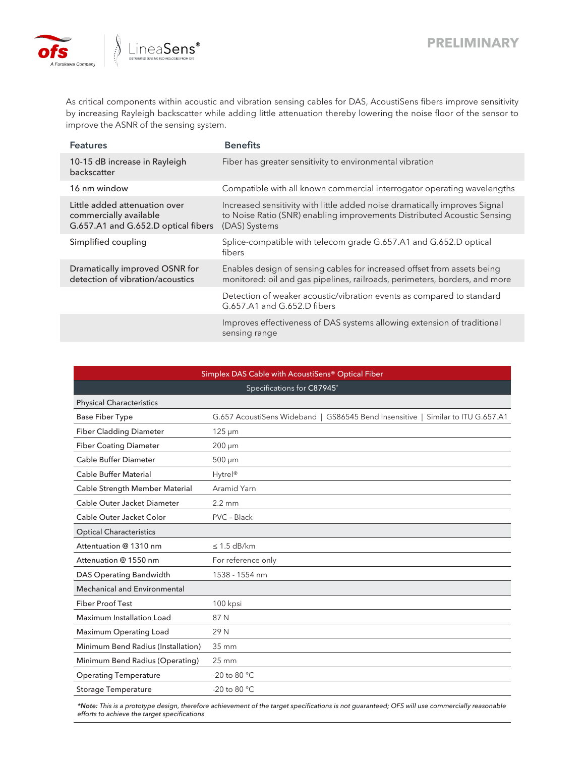PRELIMINARY

As critical components within acoustic and vibration sensing cables for DAS, AcoustiSens fibers improve sensitivity by increasing Rayleigh backscatter while adding little attenuation thereby lowering the noise floor of the sensor to improve the ASNR of the sensing system.

| Features | Benefits |
| --- | --- |
| 10-15 dB increase in Rayleigh backscatter | Fiber has greater sensitivity to environmental vibration |
| 16 nm window | Compatible with all known commercial interrogator operating wavelengths |
| Little added attenuation over commercially available G.657.A1 and G.652.D optical fibers | Increased sensitivity with little added noise dramatically improves Signal to Noise Ratio (SNR) enabling improvements Distributed Acoustic Sensing (DAS) Systems |
| Simplified coupling | Splice-compatible with telecom grade G.657.A1 and G.652.D optical fibers |
| Dramatically improved OSNR for detection of vibration/acoustics | Enables design of sensing cables for increased offset from assets being monitored: oil and gas pipelines, railroads, perimeters, borders, and more |
| | Detection of weaker acoustic/vibration events as compared to standard G.657.A1 and G.652.D fibers |
| | Improves effectiveness of DAS systems allowing extension of traditional sensing range |

| Simplex DAS Cable with AcoustiSens® Optical Fiber | |
| --- | --- |
| Specifications for **C87945*** | |
| Physical Characteristics | |
| Base Fiber Type | G.657 AcoustiSens Wideband \| GS86545 Bend Insensitive \| Similar to ITU G.657.A1 |
| Fiber Cladding Diameter | 125 µm |
| Fiber Coating Diameter | 200 µm |
| Cable Buffer Diameter | 500 µm |
| Cable Buffer Material | Hytrel® |
| Cable Strength Member Material | Aramid Yarn |
| Cable Outer Jacket Diameter | 2.2 mm |
| Cable Outer Jacket Color | PVC – Black |
| Optical Characteristics | |
| Attentuation @ 1310 nm | ≤ 1.5 dB/km |
| Attenuation @ 1550 nm | For reference only |
| DAS Operating Bandwidth | 1538 - 1554 nm |
| Mechanical and Environmental | |
| Fiber Proof Test | 100 kpsi |
| Maximum Installation Load | 87 N |
| Maximum Operating Load | 29 N |
| Minimum Bend Radius (Installation) | 35 mm |
| Minimum Bend Radius (Operating) | 25 mm |
| Operating Temperature | -20 to 80 °C |
| Storage Temperature | -20 to 80 °C |

***Note:** *This is a prototype design, therefore achievement of the target specifications is not guaranteed; OFS will use commercially reasonable efforts to achieve the target specifications*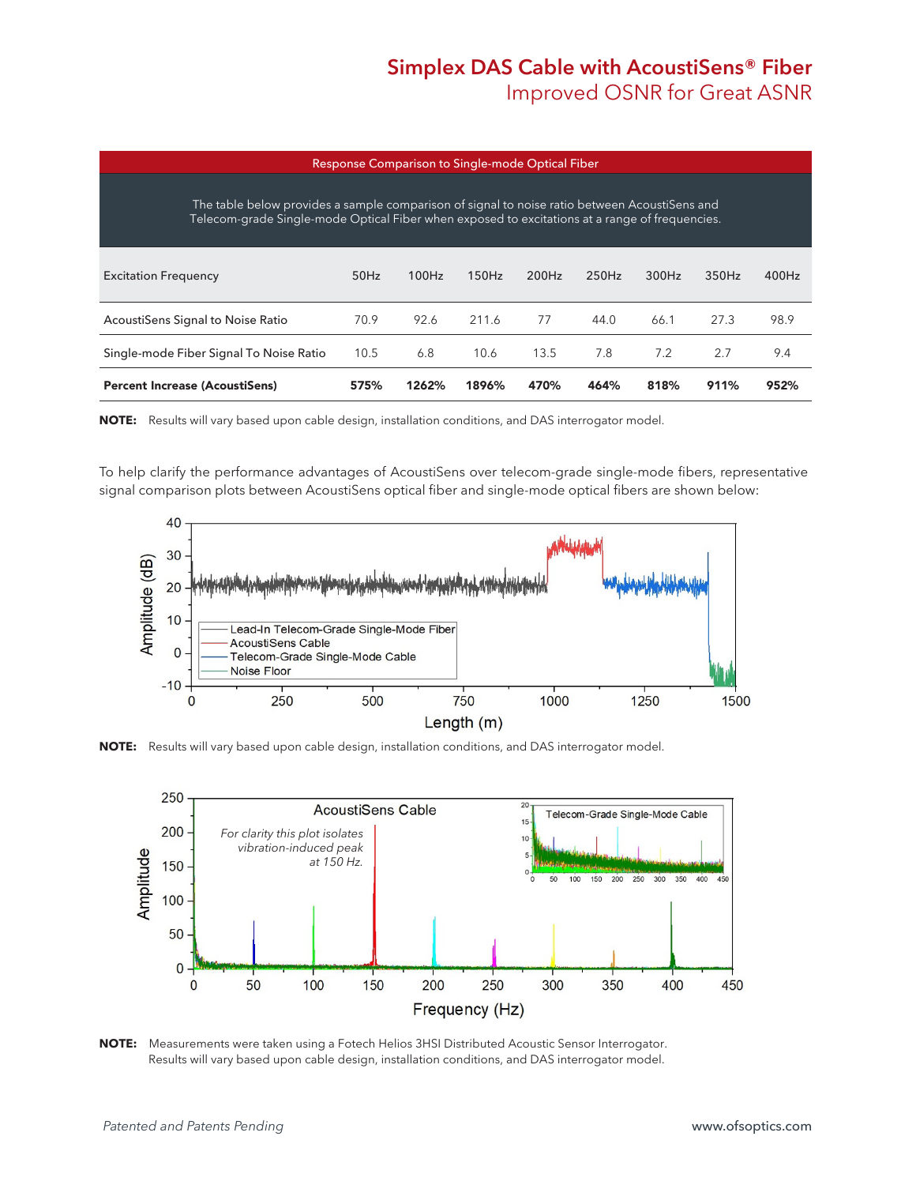# Simplex DAS Cable with AcoustiSens® Fiber

## Improved OSNR for Great ASNR

**Response Comparison to Single-mode Optical Fiber**

The table below provides a sample comparison of signal to noise ratio between AcoustiSens and Telecom-grade Single-mode Optical Fiber when exposed to excitations at a range of frequencies.

| Excitation Frequency | 50Hz | 100Hz | 150Hz | 200Hz | 250Hz | 300Hz | 350Hz | 400Hz |
|---|---|---|---|---|---|---|---|---|
| AcoustiSens Signal to Noise Ratio | 70.9 | 92.6 | 211.6 | 77 | 44.0 | 66.1 | 27.3 | 98.9 |
| Single-mode Fiber Signal To Noise Ratio | 10.5 | 6.8 | 10.6 | 13.5 | 7.8 | 7.2 | 2.7 | 9.4 |
| **Percent Increase (AcoustiSens)** | **575%** | **1262%** | **1896%** | **470%** | **464%** | **818%** | **911%** | **952%** |

**NOTE:** Results will vary based upon cable design, installation conditions, and DAS interrogator model.

To help clarify the performance advantages of AcoustiSens over telecom-grade single-mode fibers, representative signal comparison plots between AcoustiSens optical fiber and single-mode optical fibers are shown below:

**NOTE:** Results will vary based upon cable design, installation conditions, and DAS interrogator model.

**NOTE:** Measurements were taken using a Fotech Helios 3HSI Distributed Acoustic Sensor Interrogator. Results will vary based upon cable design, installation conditions, and DAS interrogator model.

*Patented and Patents Pending*

www.ofsoptics.com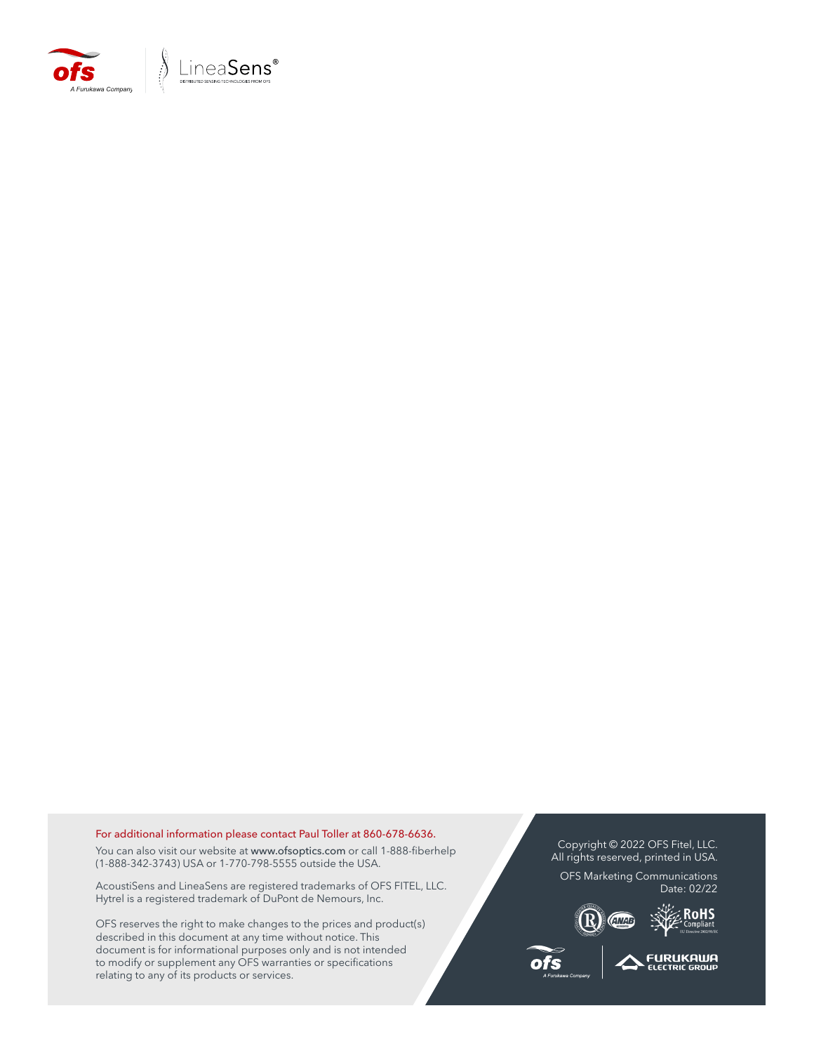For additional information please contact Paul Toller at 860-678-6636.

You can also visit our website at www.ofsoptics.com or call 1-888-fiberhelp (1-888-342-3743) USA or 1-770-798-5555 outside the USA.

AcoustiSens and LineaSens are registered trademarks of OFS FITEL, LLC. Hytrel is a registered trademark of DuPont de Nemours, Inc.

OFS reserves the right to make changes to the prices and product(s) described in this document at any time without notice. This document is for informational purposes only and is not intended to modify or supplement any OFS warranties or specifications relating to any of its products or services.

Copyright © 2022 OFS Fitel, LLC.
All rights reserved, printed in USA.

OFS Marketing Communications
Date: 02/22